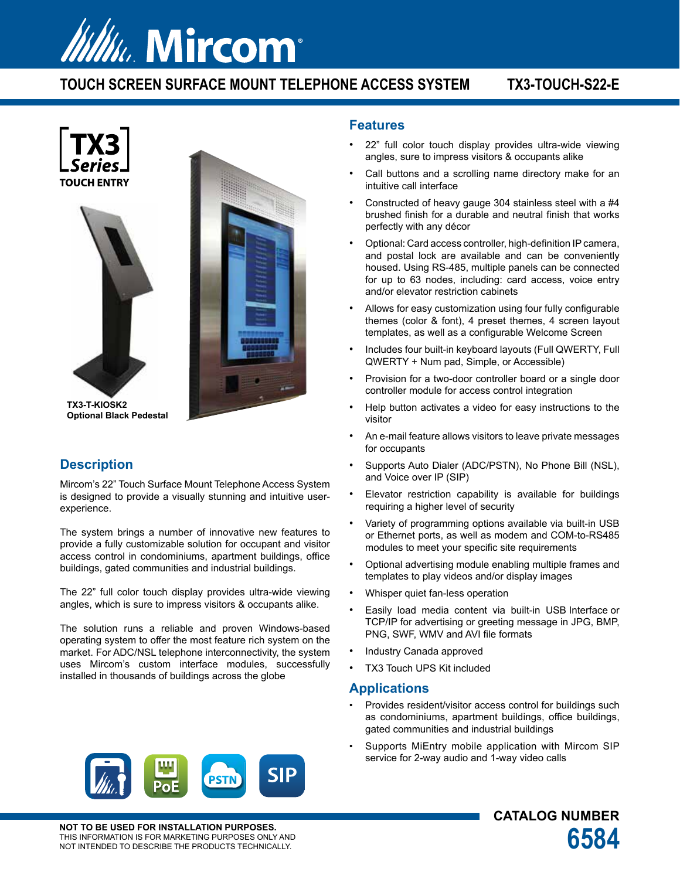# TOUCH SCREEN SURFACE MOUNT TELEPHONE ACCESS SYSTEM — TX3-TOUCH-S22-E

TX3 Series TOUCH ENTRY

**TX3-T-KIOSK2**
**Optional Black Pedestal**

## Description

Mircom's 22" Touch Surface Mount Telephone Access System is designed to provide a visually stunning and intuitive user-experience.

The system brings a number of innovative new features to provide a fully customizable solution for occupant and visitor access control in condominiums, apartment buildings, office buildings, gated communities and industrial buildings.

The 22" full color touch display provides ultra-wide viewing angles, which is sure to impress visitors & occupants alike.

The solution runs a reliable and proven Windows-based operating system to offer the most feature rich system on the market. For ADC/NSL telephone interconnectivity, the system uses Mircom's custom interface modules, successfully installed in thousands of buildings across the globe

## Features

- 22" full color touch display provides ultra-wide viewing angles, sure to impress visitors & occupants alike
- Call buttons and a scrolling name directory make for an intuitive call interface
- Constructed of heavy gauge 304 stainless steel with a #4 brushed finish for a durable and neutral finish that works perfectly with any décor
- Optional: Card access controller, high-definition IP camera, and postal lock are available and can be conveniently housed. Using RS-485, multiple panels can be connected for up to 63 nodes, including: card access, voice entry and/or elevator restriction cabinets
- Allows for easy customization using four fully configurable themes (color & font), 4 preset themes, 4 screen layout templates, as well as a configurable Welcome Screen
- Includes four built-in keyboard layouts (Full QWERTY, Full QWERTY + Num pad, Simple, or Accessible)
- Provision for a two-door controller board or a single door controller module for access control integration
- Help button activates a video for easy instructions to the visitor
- An e-mail feature allows visitors to leave private messages for occupants
- Supports Auto Dialer (ADC/PSTN), No Phone Bill (NSL), and Voice over IP (SIP)
- Elevator restriction capability is available for buildings requiring a higher level of security
- Variety of programming options available via built-in USB or Ethernet ports, as well as modem and COM-to-RS485 modules to meet your specific site requirements
- Optional advertising module enabling multiple frames and templates to play videos and/or display images
- Whisper quiet fan-less operation
- Easily load media content via built-in USB Interface or TCP/IP for advertising or greeting message in JPG, BMP, PNG, SWF, WMV and AVI file formats
- Industry Canada approved
- TX3 Touch UPS Kit included

## Applications

- Provides resident/visitor access control for buildings such as condominiums, apartment buildings, office buildings, gated communities and industrial buildings
- Supports MiEntry mobile application with Mircom SIP service for 2-way audio and 1-way video calls

PoE | PSTN | SIP

**NOT TO BE USED FOR INSTALLATION PURPOSES.**
THIS INFORMATION IS FOR MARKETING PURPOSES ONLY AND NOT INTENDED TO DESCRIBE THE PRODUCTS TECHNICALLY.

**CATALOG NUMBER 6584**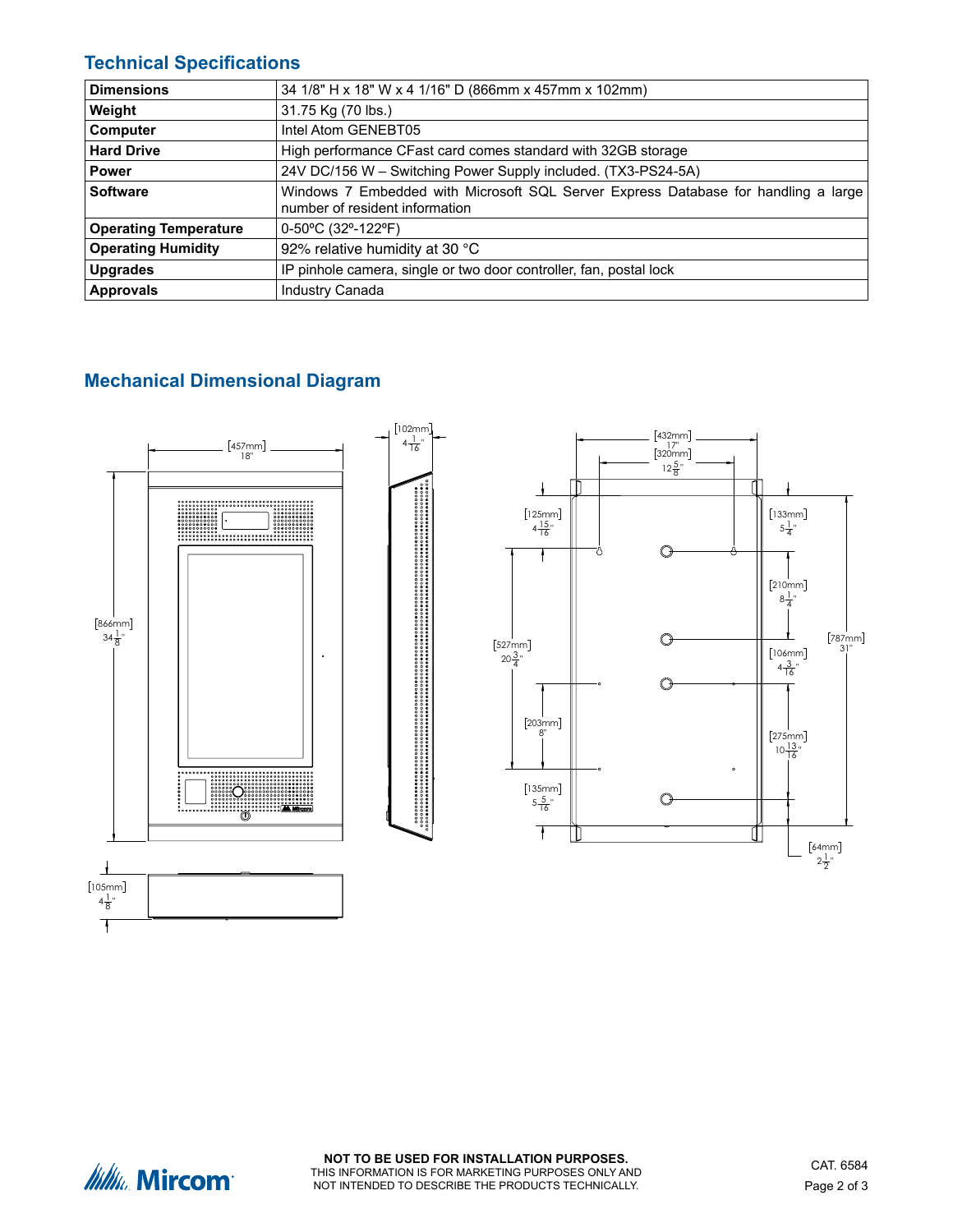## Technical Specifications

| Dimensions | 34 1/8" H x 18" W x 4 1/16" D (866mm x 457mm x 102mm) |
|---|---|
| **Weight** | 31.75 Kg (70 lbs.) |
| **Computer** | Intel Atom GENEBT05 |
| **Hard Drive** | High performance CFast card comes standard with 32GB storage |
| **Power** | 24V DC/156 W – Switching Power Supply included. (TX3-PS24-5A) |
| **Software** | Windows 7 Embedded with Microsoft SQL Server Express Database for handling a large number of resident information |
| **Operating Temperature** | 0-50ºC (32º-122ºF) |
| **Operating Humidity** | 92% relative humidity at 30 °C |
| **Upgrades** | IP pinhole camera, single or two door controller, fan, postal lock |
| **Approvals** | Industry Canada |

## Mechanical Dimensional Diagram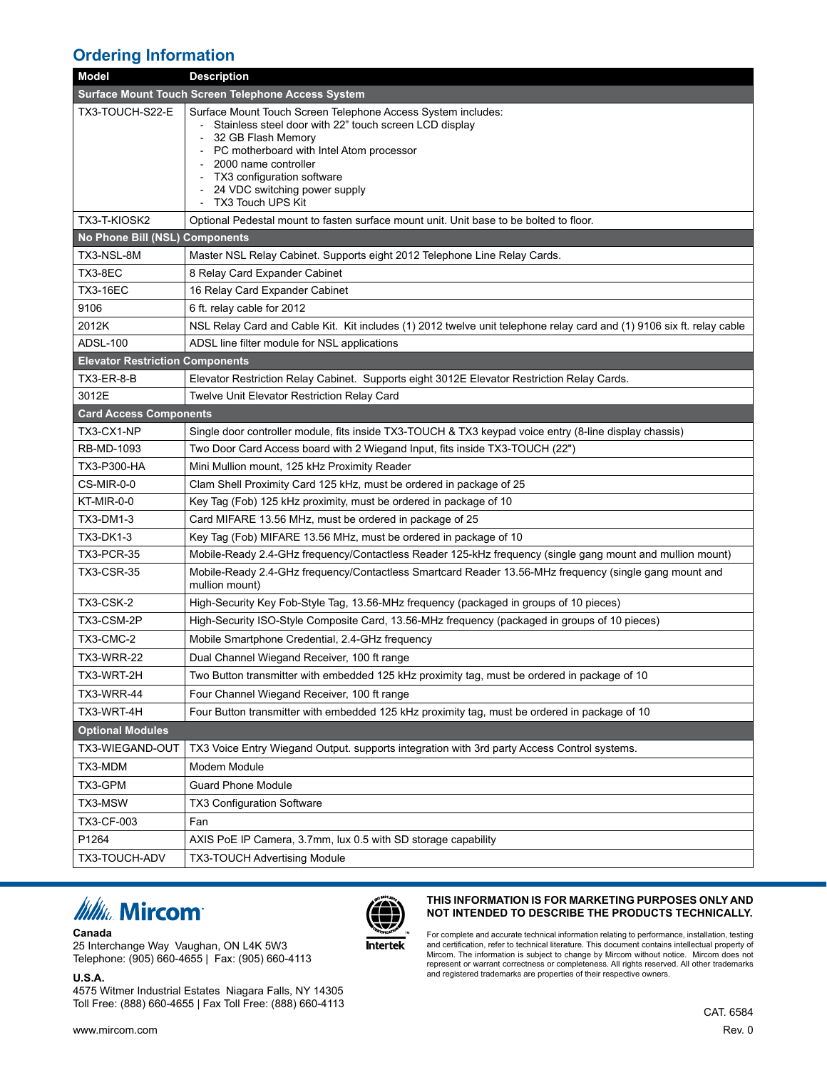## Ordering Information

| Model | Description |
|---|---|
| **Surface Mount Touch Screen Telephone Access System** | |
| TX3-TOUCH-S22-E | Surface Mount Touch Screen Telephone Access System includes:<br>- Stainless steel door with 22" touch screen LCD display<br>- 32 GB Flash Memory<br>- PC motherboard with Intel Atom processor<br>- 2000 name controller<br>- TX3 configuration software<br>- 24 VDC switching power supply<br>- TX3 Touch UPS Kit |
| TX3-T-KIOSK2 | Optional Pedestal mount to fasten surface mount unit. Unit base to be bolted to floor. |
| **No Phone Bill (NSL) Components** | |
| TX3-NSL-8M | Master NSL Relay Cabinet. Supports eight 2012 Telephone Line Relay Cards. |
| TX3-8EC | 8 Relay Card Expander Cabinet |
| TX3-16EC | 16 Relay Card Expander Cabinet |
| 9106 | 6 ft. relay cable for 2012 |
| 2012K | NSL Relay Card and Cable Kit. Kit includes (1) 2012 twelve unit telephone relay card and (1) 9106 six ft. relay cable |
| ADSL-100 | ADSL line filter module for NSL applications |
| **Elevator Restriction Components** | |
| TX3-ER-8-B | Elevator Restriction Relay Cabinet. Supports eight 3012E Elevator Restriction Relay Cards. |
| 3012E | Twelve Unit Elevator Restriction Relay Card |
| **Card Access Components** | |
| TX3-CX1-NP | Single door controller module, fits inside TX3-TOUCH & TX3 keypad voice entry (8-line display chassis) |
| RB-MD-1093 | Two Door Card Access board with 2 Wiegand Input, fits inside TX3-TOUCH (22") |
| TX3-P300-HA | Mini Mullion mount, 125 kHz Proximity Reader |
| CS-MIR-0-0 | Clam Shell Proximity Card 125 kHz, must be ordered in package of 25 |
| KT-MIR-0-0 | Key Tag (Fob) 125 kHz proximity, must be ordered in package of 10 |
| TX3-DM1-3 | Card MIFARE 13.56 MHz, must be ordered in package of 25 |
| TX3-DK1-3 | Key Tag (Fob) MIFARE 13.56 MHz, must be ordered in package of 10 |
| TX3-PCR-35 | Mobile-Ready 2.4-GHz frequency/Contactless Reader 125-kHz frequency (single gang mount and mullion mount) |
| TX3-CSR-35 | Mobile-Ready 2.4-GHz frequency/Contactless Smartcard Reader 13.56-MHz frequency (single gang mount and mullion mount) |
| TX3-CSK-2 | High-Security Key Fob-Style Tag, 13.56-MHz frequency (packaged in groups of 10 pieces) |
| TX3-CSM-2P | High-Security ISO-Style Composite Card, 13.56-MHz frequency (packaged in groups of 10 pieces) |
| TX3-CMC-2 | Mobile Smartphone Credential, 2.4-GHz frequency |
| TX3-WRR-22 | Dual Channel Wiegand Receiver, 100 ft range |
| TX3-WRT-2H | Two Button transmitter with embedded 125 kHz proximity tag, must be ordered in package of 10 |
| TX3-WRR-44 | Four Channel Wiegand Receiver, 100 ft range |
| TX3-WRT-4H | Four Button transmitter with embedded 125 kHz proximity tag, must be ordered in package of 10 |
| **Optional Modules** | |
| TX3-WIEGAND-OUT | TX3 Voice Entry Wiegand Output. supports integration with 3rd party Access Control systems. |
| TX3-MDM | Modem Module |
| TX3-GPM | Guard Phone Module |
| TX3-MSW | TX3 Configuration Software |
| TX3-CF-003 | Fan |
| P1264 | AXIS PoE IP Camera, 3.7mm, lux 0.5 with SD storage capability |
| TX3-TOUCH-ADV | TX3-TOUCH Advertising Module |

**Mircom**

**Canada**
25 Interchange Way Vaughan, ON L4K 5W3
Telephone: (905) 660-4655 | Fax: (905) 660-4113

**U.S.A.**
4575 Witmer Industrial Estates Niagara Falls, NY 14305
Toll Free: (888) 660-4655 | Fax Toll Free: (888) 660-4113

www.mircom.com

Intertek

**THIS INFORMATION IS FOR MARKETING PURPOSES ONLY AND NOT INTENDED TO DESCRIBE THE PRODUCTS TECHNICALLY.**

For complete and accurate technical information relating to performance, installation, testing and certification, refer to technical literature. This document contains intellectual property of Mircom. The information is subject to change by Mircom without notice. Mircom does not represent or warrant correctness or completeness. All rights reserved. All other trademarks and registered trademarks are properties of their respective owners.

CAT. 6584
Rev. 0